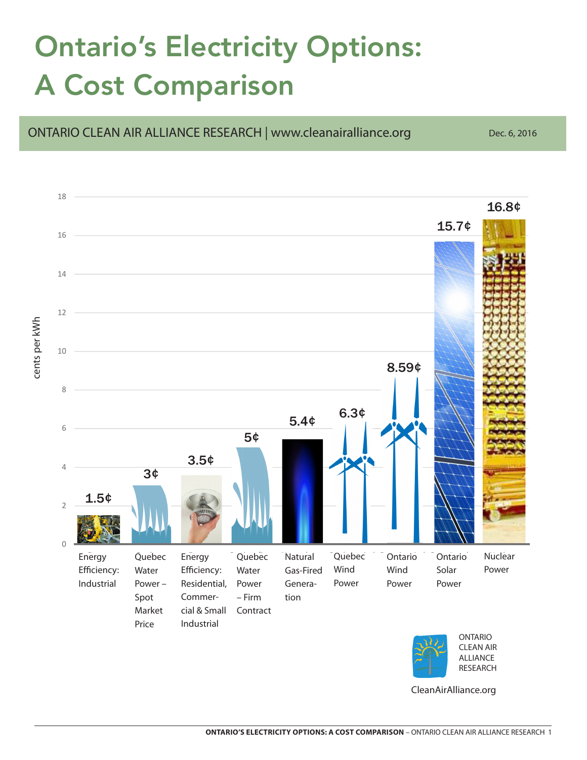# Ontario's Electricity Options: A Cost Comparison

ONTARIO CLEAN AIR ALLIANCE RESEARCH | www.cleanairalliance.org

Dec. 6, 2016

| Option | cents per kWh |
|---|---|
| Energy Efficiency: Industrial | 1.5¢ |
| Quebec Water Power – Spot Market Price | 3¢ |
| Energy Efficiency: Residential, Commercial & Small Industrial | 3.5¢ |
| Quebec Water Power – Firm Contract | 5¢ |
| Natural Gas-Fired Generation | 5.4¢ |
| Quebec Wind Power | 6.3¢ |
| Ontario Wind Power | 8.59¢ |
| Ontario Solar Power | 15.7¢ |
| Nuclear Power | 16.8¢ |

ONTARIO CLEAN AIR ALLIANCE RESEARCH

CleanAirAlliance.org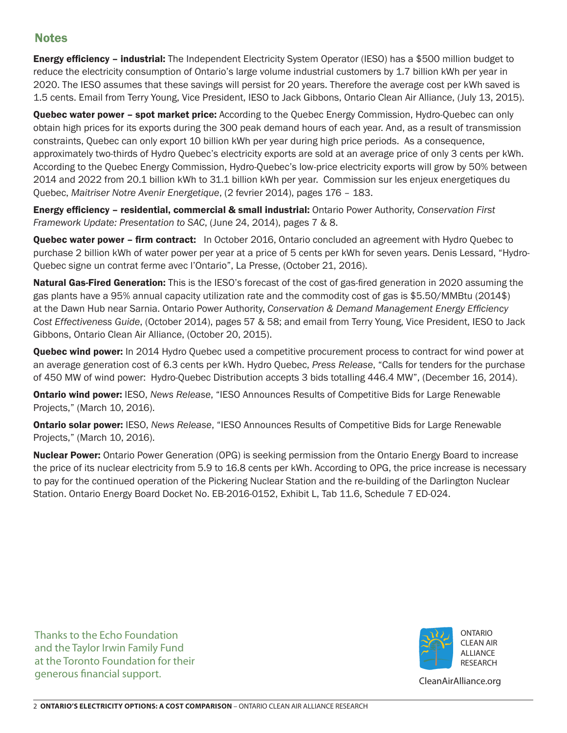## Notes

**Energy efficiency – industrial:** The Independent Electricity System Operator (IESO) has a $500 million budget to reduce the electricity consumption of Ontario's large volume industrial customers by 1.7 billion kWh per year in 2020. The IESO assumes that these savings will persist for 20 years. Therefore the average cost per kWh saved is 1.5 cents. Email from Terry Young, Vice President, IESO to Jack Gibbons, Ontario Clean Air Alliance, (July 13, 2015).

**Quebec water power – spot market price:** According to the Quebec Energy Commission, Hydro-Quebec can only obtain high prices for its exports during the 300 peak demand hours of each year. And, as a result of transmission constraints, Quebec can only export 10 billion kWh per year during high price periods. As a consequence, approximately two-thirds of Hydro Quebec's electricity exports are sold at an average price of only 3 cents per kWh. According to the Quebec Energy Commission, Hydro-Quebec's low-price electricity exports will grow by 50% between 2014 and 2022 from 20.1 billion kWh to 31.1 billion kWh per year. Commission sur les enjeux energetiques du Quebec, *Maitriser Notre Avenir Energetique*, (2 fevrier 2014), pages 176 – 183.

**Energy efficiency – residential, commercial & small industrial:** Ontario Power Authority, *Conservation First Framework Update: Presentation to SAC*, (June 24, 2014), pages 7 & 8.

**Quebec water power – firm contract:** In October 2016, Ontario concluded an agreement with Hydro Quebec to purchase 2 billion kWh of water power per year at a price of 5 cents per kWh for seven years. Denis Lessard, "Hydro-Quebec signe un contrat ferme avec l'Ontario", La Presse, (October 21, 2016).

**Natural Gas-Fired Generation:** This is the IESO's forecast of the cost of gas-fired generation in 2020 assuming the gas plants have a 95% annual capacity utilization rate and the commodity cost of gas is $5.50/MMBtu (2014$) at the Dawn Hub near Sarnia. Ontario Power Authority, *Conservation & Demand Management Energy Efficiency Cost Effectiveness Guide*, (October 2014), pages 57 & 58; and email from Terry Young, Vice President, IESO to Jack Gibbons, Ontario Clean Air Alliance, (October 20, 2015).

**Quebec wind power:** In 2014 Hydro Quebec used a competitive procurement process to contract for wind power at an average generation cost of 6.3 cents per kWh. Hydro Quebec, *Press Release*, "Calls for tenders for the purchase of 450 MW of wind power: Hydro-Quebec Distribution accepts 3 bids totalling 446.4 MW", (December 16, 2014).

**Ontario wind power:** IESO, *News Release*, "IESO Announces Results of Competitive Bids for Large Renewable Projects," (March 10, 2016).

**Ontario solar power:** IESO, *News Release*, "IESO Announces Results of Competitive Bids for Large Renewable Projects," (March 10, 2016).

**Nuclear Power:** Ontario Power Generation (OPG) is seeking permission from the Ontario Energy Board to increase the price of its nuclear electricity from 5.9 to 16.8 cents per kWh. According to OPG, the price increase is necessary to pay for the continued operation of the Pickering Nuclear Station and the re-building of the Darlington Nuclear Station. Ontario Energy Board Docket No. EB-2016-0152, Exhibit L, Tab 11.6, Schedule 7 ED-024.

Thanks to the Echo Foundation and the Taylor Irwin Family Fund at the Toronto Foundation for their generous financial support.

ONTARIO CLEAN AIR ALLIANCE RESEARCH

CleanAirAlliance.org